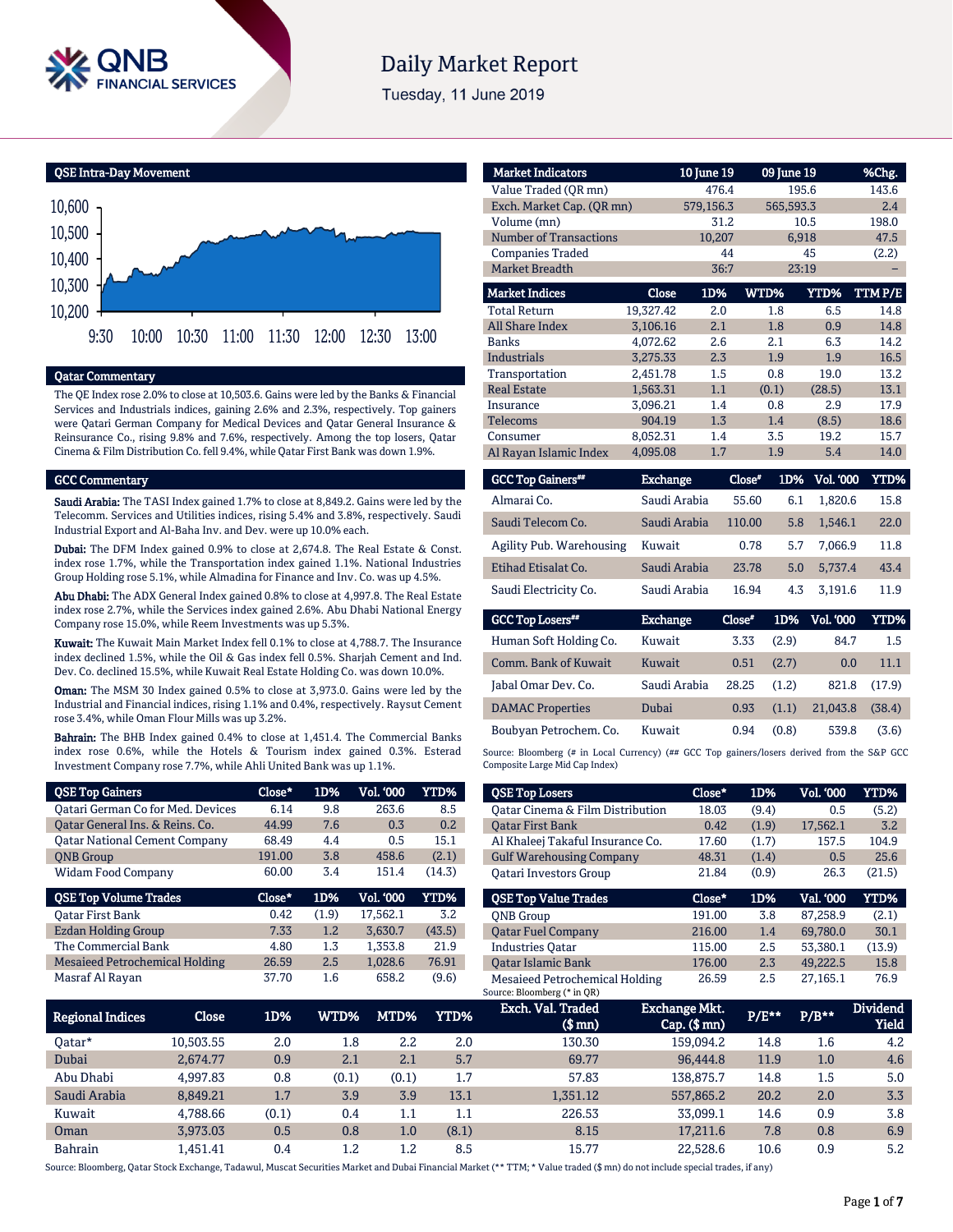# Daily Market Report

Tuesday, 11 June 2019

## QSE Intra-Day Movement

## Qatar Commentary

The QE Index rose 2.0% to close at 10,503.6. Gains were led by the Banks & Financial Services and Industrials indices, gaining 2.6% and 2.3%, respectively. Top gainers were Qatari German Company for Medical Devices and Qatar General Insurance & Reinsurance Co., rising 9.8% and 7.6%, respectively. Among the top losers, Qatar Cinema & Film Distribution Co. fell 9.4%, while Qatar First Bank was down 1.9%.

## GCC Commentary

**Saudi Arabia:** The TASI Index gained 1.7% to close at 8,849.2. Gains were led by the Telecomm. Services and Utilities indices, rising 5.4% and 3.8%, respectively. Saudi Industrial Export and Al-Baha Inv. and Dev. were up 10.0% each.

**Dubai:** The DFM Index gained 0.9% to close at 2,674.8. The Real Estate & Const. index rose 1.7%, while the Transportation index gained 1.1%. National Industries Group Holding rose 5.1%, while Almadina for Finance and Inv. Co. was up 4.5%.

**Abu Dhabi:** The ADX General Index gained 0.8% to close at 4,997.8. The Real Estate index rose 2.7%, while the Services index gained 2.6%. Abu Dhabi National Energy Company rose 15.0%, while Reem Investments was up 5.3%.

**Kuwait:** The Kuwait Main Market Index fell 0.1% to close at 4,788.7. The Insurance index declined 1.5%, while the Oil & Gas index fell 0.5%. Sharjah Cement and Ind. Dev. Co. declined 15.5%, while Kuwait Real Estate Holding Co. was down 10.0%.

**Oman:** The MSM 30 Index gained 0.5% to close at 3,973.0. Gains were led by the Industrial and Financial indices, rising 1.1% and 0.4%, respectively. Raysut Cement rose 3.4%, while Oman Flour Mills was up 3.2%.

**Bahrain:** The BHB Index gained 0.4% to close at 1,451.4. The Commercial Banks index rose 0.6%, while the Hotels & Tourism index gained 0.3%. Esterad Investment Company rose 7.7%, while Ahli United Bank was up 1.1%.

| Market Indicators | 10 June 19 | 09 June 19 | %Chg. |
|---|---|---|---|
| Value Traded (QR mn) | 476.4 | 195.6 | 143.6 |
| Exch. Market Cap. (QR mn) | 579,156.3 | 565,593.3 | 2.4 |
| Volume (mn) | 31.2 | 10.5 | 198.0 |
| Number of Transactions | 10,207 | 6,918 | 47.5 |
| Companies Traded | 44 | 45 | (2.2) |
| Market Breadth | 36:7 | 23:19 | – |

| Market Indices | Close | 1D% | WTD% | YTD% | TTM P/E |
|---|---|---|---|---|---|
| Total Return | 19,327.42 | 2.0 | 1.8 | 6.5 | 14.8 |
| All Share Index | 3,106.16 | 2.1 | 1.8 | 0.9 | 14.8 |
| Banks | 4,072.62 | 2.6 | 2.1 | 6.3 | 14.2 |
| Industrials | 3,275.33 | 2.3 | 1.9 | 1.9 | 16.5 |
| Transportation | 2,451.78 | 1.5 | 0.8 | 19.0 | 13.2 |
| Real Estate | 1,563.31 | 1.1 | (0.1) | (28.5) | 13.1 |
| Insurance | 3,096.21 | 1.4 | 0.8 | 2.9 | 17.9 |
| Telecoms | 904.19 | 1.3 | 1.4 | (8.5) | 18.6 |
| Consumer | 8,052.31 | 1.4 | 3.5 | 19.2 | 15.7 |
| Al Rayan Islamic Index | 4,095.08 | 1.7 | 1.9 | 5.4 | 14.0 |

| GCC Top Gainers## | Exchange | Close# | 1D% | Vol. '000 | YTD% |
|---|---|---|---|---|---|
| Almarai Co. | Saudi Arabia | 55.60 | 6.1 | 1,820.6 | 15.8 |
| Saudi Telecom Co. | Saudi Arabia | 110.00 | 5.8 | 1,546.1 | 22.0 |
| Agility Pub. Warehousing | Kuwait | 0.78 | 5.7 | 7,066.9 | 11.8 |
| Etihad Etisalat Co. | Saudi Arabia | 23.78 | 5.0 | 5,737.4 | 43.4 |
| Saudi Electricity Co. | Saudi Arabia | 16.94 | 4.3 | 3,191.6 | 11.9 |

| GCC Top Losers## | Exchange | Close# | 1D% | Vol. '000 | YTD% |
|---|---|---|---|---|---|
| Human Soft Holding Co. | Kuwait | 3.33 | (2.9) | 84.7 | 1.5 |
| Comm. Bank of Kuwait | Kuwait | 0.51 | (2.7) | 0.0 | 11.1 |
| Jabal Omar Dev. Co. | Saudi Arabia | 28.25 | (1.2) | 821.8 | (17.9) |
| DAMAC Properties | Dubai | 0.93 | (1.1) | 21,043.8 | (38.4) |
| Boubyan Petrochem. Co. | Kuwait | 0.94 | (0.8) | 539.8 | (3.6) |

Source: Bloomberg (# in Local Currency) (## GCC Top gainers/losers derived from the S&P GCC Composite Large Mid Cap Index)

| QSE Top Gainers | Close* | 1D% | Vol. '000 | YTD% |
|---|---|---|---|---|
| Qatari German Co for Med. Devices | 6.14 | 9.8 | 263.6 | 8.5 |
| Qatar General Ins. & Reins. Co. | 44.99 | 7.6 | 0.3 | 0.2 |
| Qatar National Cement Company | 68.49 | 4.4 | 0.5 | 15.1 |
| QNB Group | 191.00 | 3.8 | 458.6 | (2.1) |
| Widam Food Company | 60.00 | 3.4 | 151.4 | (14.3) |

| QSE Top Losers | Close* | 1D% | Vol. '000 | YTD% |
|---|---|---|---|---|
| Qatar Cinema & Film Distribution | 18.03 | (9.4) | 0.5 | (5.2) |
| Qatar First Bank | 0.42 | (1.9) | 17,562.1 | 3.2 |
| Al Khaleej Takaful Insurance Co. | 17.60 | (1.7) | 157.5 | 104.9 |
| Gulf Warehousing Company | 48.31 | (1.4) | 0.5 | 25.6 |
| Qatari Investors Group | 21.84 | (0.9) | 26.3 | (21.5) |

| QSE Top Volume Trades | Close* | 1D% | Vol. '000 | YTD% |
|---|---|---|---|---|
| Qatar First Bank | 0.42 | (1.9) | 17,562.1 | 3.2 |
| Ezdan Holding Group | 7.33 | 1.2 | 3,630.7 | (43.5) |
| The Commercial Bank | 4.80 | 1.3 | 1,353.8 | 21.9 |
| Mesaieed Petrochemical Holding | 26.59 | 2.5 | 1,028.6 | 76.91 |
| Masraf Al Rayan | 37.70 | 1.6 | 658.2 | (9.6) |

| QSE Top Value Trades | Close* | 1D% | Val. '000 | YTD% |
|---|---|---|---|---|
| QNB Group | 191.00 | 3.8 | 87,258.9 | (2.1) |
| Qatar Fuel Company | 216.00 | 1.4 | 69,780.0 | 30.1 |
| Industries Qatar | 115.00 | 2.5 | 53,380.1 | (13.9) |
| Qatar Islamic Bank | 176.00 | 2.3 | 49,222.5 | 15.8 |
| Mesaieed Petrochemical Holding | 26.59 | 2.5 | 27,165.1 | 76.9 |

Source: Bloomberg (* in QR)

| Regional Indices | Close | 1D% | WTD% | MTD% | YTD% | Exch. Val. Traded ($ mn) | Exchange Mkt. Cap. ($ mn) | P/E** | P/B** | Dividend Yield |
|---|---|---|---|---|---|---|---|---|---|---|
| Qatar* | 10,503.55 | 2.0 | 1.8 | 2.2 | 2.0 | 130.30 | 159,094.2 | 14.8 | 1.6 | 4.2 |
| Dubai | 2,674.77 | 0.9 | 2.1 | 2.1 | 5.7 | 69.77 | 96,444.8 | 11.9 | 1.0 | 4.6 |
| Abu Dhabi | 4,997.83 | 0.8 | (0.1) | (0.1) | 1.7 | 57.83 | 138,875.7 | 14.8 | 1.5 | 5.0 |
| Saudi Arabia | 8,849.21 | 1.7 | 3.9 | 3.9 | 13.1 | 1,351.12 | 557,865.2 | 20.2 | 2.0 | 3.3 |
| Kuwait | 4,788.66 | (0.1) | 0.4 | 1.1 | 1.1 | 226.53 | 33,099.1 | 14.6 | 0.9 | 3.8 |
| Oman | 3,973.03 | 0.5 | 0.8 | 1.0 | (8.1) | 8.15 | 17,211.6 | 7.8 | 0.8 | 6.9 |
| Bahrain | 1,451.41 | 0.4 | 1.2 | 1.2 | 8.5 | 15.77 | 22,528.6 | 10.6 | 0.9 | 5.2 |

Source: Bloomberg, Qatar Stock Exchange, Tadawul, Muscat Securities Market and Dubai Financial Market (** TTM; * Value traded ($ mn) do not include special trades, if any)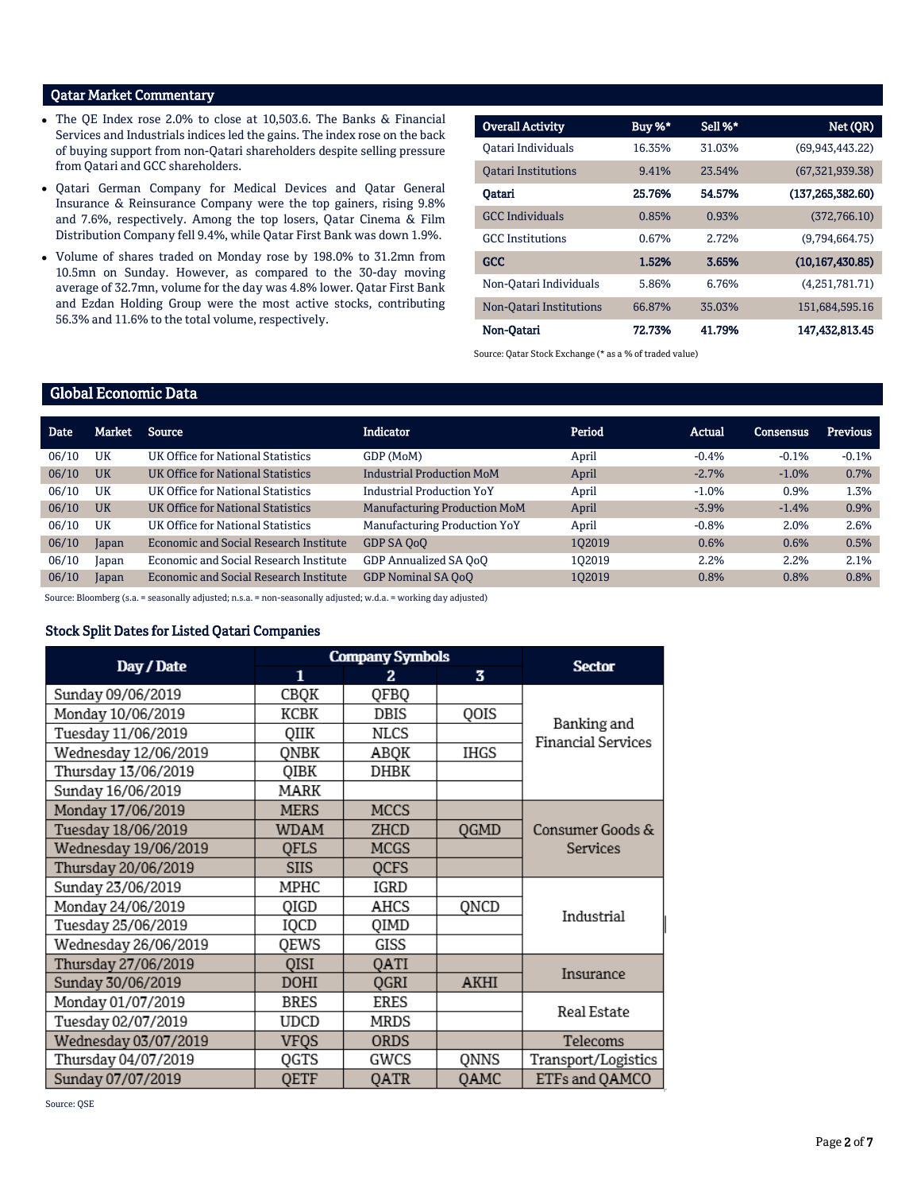## Qatar Market Commentary

- The QE Index rose 2.0% to close at 10,503.6. The Banks & Financial Services and Industrials indices led the gains. The index rose on the back of buying support from non-Qatari shareholders despite selling pressure from Qatari and GCC shareholders.
- Qatari German Company for Medical Devices and Qatar General Insurance & Reinsurance Company were the top gainers, rising 9.8% and 7.6%, respectively. Among the top losers, Qatar Cinema & Film Distribution Company fell 9.4%, while Qatar First Bank was down 1.9%.
- Volume of shares traded on Monday rose by 198.0% to 31.2mn from 10.5mn on Sunday. However, as compared to the 30-day moving average of 32.7mn, volume for the day was 4.8% lower. Qatar First Bank and Ezdan Holding Group were the most active stocks, contributing 56.3% and 11.6% to the total volume, respectively.

| Overall Activity | Buy %* | Sell %* | Net (QR) |
|---|---|---|---|
| Qatari Individuals | 16.35% | 31.03% | (69,943,443.22) |
| Qatari Institutions | 9.41% | 23.54% | (67,321,939.38) |
| **Qatari** | **25.76%** | **54.57%** | **(137,265,382.60)** |
| GCC Individuals | 0.85% | 0.93% | (372,766.10) |
| GCC Institutions | 0.67% | 2.72% | (9,794,664.75) |
| **GCC** | **1.52%** | **3.65%** | **(10,167,430.85)** |
| Non-Qatari Individuals | 5.86% | 6.76% | (4,251,781.71) |
| Non-Qatari Institutions | 66.87% | 35.03% | 151,684,595.16 |
| **Non-Qatari** | **72.73%** | **41.79%** | **147,432,813.45** |

Source: Qatar Stock Exchange (* as a % of traded value)

## Global Economic Data

| Date | Market | Source | Indicator | Period | Actual | Consensus | Previous |
|---|---|---|---|---|---|---|---|
| 06/10 | UK | UK Office for National Statistics | GDP (MoM) | April | -0.4% | -0.1% | -0.1% |
| 06/10 | UK | UK Office for National Statistics | Industrial Production MoM | April | -2.7% | -1.0% | 0.7% |
| 06/10 | UK | UK Office for National Statistics | Industrial Production YoY | April | -1.0% | 0.9% | 1.3% |
| 06/10 | UK | UK Office for National Statistics | Manufacturing Production MoM | April | -3.9% | -1.4% | 0.9% |
| 06/10 | UK | UK Office for National Statistics | Manufacturing Production YoY | April | -0.8% | 2.0% | 2.6% |
| 06/10 | Japan | Economic and Social Research Institute | GDP SA QoQ | 1Q2019 | 0.6% | 0.6% | 0.5% |
| 06/10 | Japan | Economic and Social Research Institute | GDP Annualized SA QoQ | 1Q2019 | 2.2% | 2.2% | 2.1% |
| 06/10 | Japan | Economic and Social Research Institute | GDP Nominal SA QoQ | 1Q2019 | 0.8% | 0.8% | 0.8% |

Source: Bloomberg (s.a. = seasonally adjusted; n.s.a. = non-seasonally adjusted; w.d.a. = working day adjusted)

### Stock Split Dates for Listed Qatari Companies

| Day / Date | Company Symbols | | | Sector |
|---|---|---|---|---|
| | 1 | 2 | 3 | |
| Sunday 09/06/2019 | CBQK | QFBQ | | Banking and Financial Services |
| Monday 10/06/2019 | KCBK | DBIS | QOIS | Banking and Financial Services |
| Tuesday 11/06/2019 | QIIK | NLCS | | Banking and Financial Services |
| Wednesday 12/06/2019 | QNBK | ABQK | IHGS | Banking and Financial Services |
| Thursday 13/06/2019 | QIBK | DHBK | | Banking and Financial Services |
| Sunday 16/06/2019 | MARK | | | Banking and Financial Services |
| Monday 17/06/2019 | MERS | MCCS | | Consumer Goods & Services |
| Tuesday 18/06/2019 | WDAM | ZHCD | QGMD | Consumer Goods & Services |
| Wednesday 19/06/2019 | QFLS | MCGS | | Consumer Goods & Services |
| Thursday 20/06/2019 | SIIS | QCFS | | Consumer Goods & Services |
| Sunday 23/06/2019 | MPHC | IGRD | | Industrial |
| Monday 24/06/2019 | QIGD | AHCS | QNCD | Industrial |
| Tuesday 25/06/2019 | IQCD | QIMD | | Industrial |
| Wednesday 26/06/2019 | QEWS | GISS | | Industrial |
| Thursday 27/06/2019 | QISI | QATI | | Insurance |
| Sunday 30/06/2019 | DOHI | QGRI | AKHI | Insurance |
| Monday 01/07/2019 | BRES | ERES | | Real Estate |
| Tuesday 02/07/2019 | UDCD | MRDS | | Real Estate |
| Wednesday 03/07/2019 | VFQS | ORDS | | Telecoms |
| Thursday 04/07/2019 | QGTS | GWCS | QNNS | Transport/Logistics |
| Sunday 07/07/2019 | QETF | QATR | QAMC | ETFs and QAMCO |

Source: QSE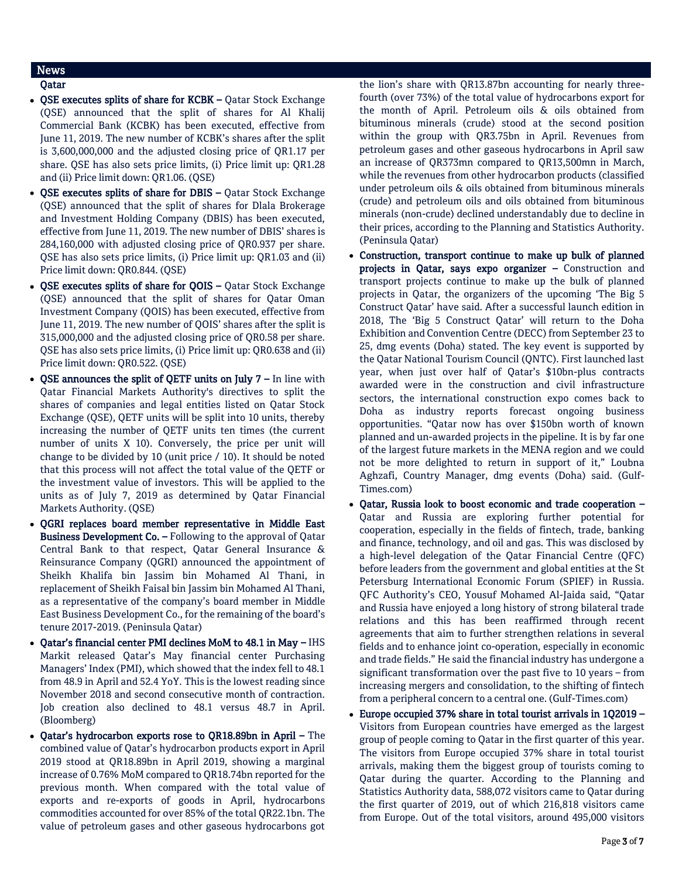## News

### Qatar

- **QSE executes splits of share for KCBK –** Qatar Stock Exchange (QSE) announced that the split of shares for Al Khalij Commercial Bank (KCBK) has been executed, effective from June 11, 2019. The new number of KCBK's shares after the split is 3,600,000,000 and the adjusted closing price of QR1.17 per share. QSE has also sets price limits, (i) Price limit up: QR1.28 and (ii) Price limit down: QR1.06. (QSE)
- **QSE executes splits of share for DBIS –** Qatar Stock Exchange (QSE) announced that the split of shares for Dlala Brokerage and Investment Holding Company (DBIS) has been executed, effective from June 11, 2019. The new number of DBIS' shares is 284,160,000 with adjusted closing price of QR0.937 per share. QSE has also sets price limits, (i) Price limit up: QR1.03 and (ii) Price limit down: QR0.844. (QSE)
- **QSE executes splits of share for QOIS –** Qatar Stock Exchange (QSE) announced that the split of shares for Qatar Oman Investment Company (QOIS) has been executed, effective from June 11, 2019. The new number of QOIS' shares after the split is 315,000,000 and the adjusted closing price of QR0.58 per share. QSE has also sets price limits, (i) Price limit up: QR0.638 and (ii) Price limit down: QR0.522. (QSE)
- **QSE announces the split of QETF units on July 7 –** In line with Qatar Financial Markets Authority's directives to split the shares of companies and legal entities listed on Qatar Stock Exchange (QSE), QETF units will be split into 10 units, thereby increasing the number of QETF units ten times (the current number of units X 10). Conversely, the price per unit will change to be divided by 10 (unit price / 10). It should be noted that this process will not affect the total value of the QETF or the investment value of investors. This will be applied to the units as of July 7, 2019 as determined by Qatar Financial Markets Authority. (QSE)
- **QGRI replaces board member representative in Middle East Business Development Co. –** Following to the approval of Qatar Central Bank to that respect, Qatar General Insurance & Reinsurance Company (QGRI) announced the appointment of Sheikh Khalifa bin Jassim bin Mohamed Al Thani, in replacement of Sheikh Faisal bin Jassim bin Mohamed Al Thani, as a representative of the company's board member in Middle East Business Development Co., for the remaining of the board's tenure 2017-2019. (Peninsula Qatar)
- **Qatar's financial center PMI declines MoM to 48.1 in May –** IHS Markit released Qatar's May financial center Purchasing Managers' Index (PMI), which showed that the index fell to 48.1 from 48.9 in April and 52.4 YoY. This is the lowest reading since November 2018 and second consecutive month of contraction. Job creation also declined to 48.1 versus 48.7 in April. (Bloomberg)
- **Qatar's hydrocarbon exports rose to QR18.89bn in April –** The combined value of Qatar's hydrocarbon products export in April 2019 stood at QR18.89bn in April 2019, showing a marginal increase of 0.76% MoM compared to QR18.74bn reported for the previous month. When compared with the total value of exports and re-exports of goods in April, hydrocarbons commodities accounted for over 85% of the total QR22.1bn. The value of petroleum gases and other gaseous hydrocarbons got the lion's share with QR13.87bn accounting for nearly three-fourth (over 73%) of the total value of hydrocarbons export for the month of April. Petroleum oils & oils obtained from bituminous minerals (crude) stood at the second position within the group with QR3.75bn in April. Revenues from petroleum gases and other gaseous hydrocarbons in April saw an increase of QR373mn compared to QR13,500mn in March, while the revenues from other hydrocarbon products (classified under petroleum oils & oils obtained from bituminous minerals (crude) and petroleum oils and oils obtained from bituminous minerals (non-crude) declined understandably due to decline in their prices, according to the Planning and Statistics Authority. (Peninsula Qatar)
- **Construction, transport continue to make up bulk of planned projects in Qatar, says expo organizer –** Construction and transport projects continue to make up the bulk of planned projects in Qatar, the organizers of the upcoming 'The Big 5 Construct Qatar' have said. After a successful launch edition in 2018, The 'Big 5 Construct Qatar' will return to the Doha Exhibition and Convention Centre (DECC) from September 23 to 25, dmg events (Doha) stated. The key event is supported by the Qatar National Tourism Council (QNTC). First launched last year, when just over half of Qatar's $10bn-plus contracts awarded were in the construction and civil infrastructure sectors, the international construction expo comes back to Doha as industry reports forecast ongoing business opportunities. "Qatar now has over $150bn worth of known planned and un-awarded projects in the pipeline. It is by far one of the largest future markets in the MENA region and we could not be more delighted to return in support of it," Loubna Aghzafi, Country Manager, dmg events (Doha) said. (Gulf-Times.com)
- **Qatar, Russia look to boost economic and trade cooperation –** Qatar and Russia are exploring further potential for cooperation, especially in the fields of fintech, trade, banking and finance, technology, and oil and gas. This was disclosed by a high-level delegation of the Qatar Financial Centre (QFC) before leaders from the government and global entities at the St Petersburg International Economic Forum (SPIEF) in Russia. QFC Authority's CEO, Yousuf Mohamed Al-Jaida said, "Qatar and Russia have enjoyed a long history of strong bilateral trade relations and this has been reaffirmed through recent agreements that aim to further strengthen relations in several fields and to enhance joint co-operation, especially in economic and trade fields." He said the financial industry has undergone a significant transformation over the past five to 10 years – from increasing mergers and consolidation, to the shifting of fintech from a peripheral concern to a central one. (Gulf-Times.com)
- **Europe occupied 37% share in total tourist arrivals in 1Q2019 –** Visitors from European countries have emerged as the largest group of people coming to Qatar in the first quarter of this year. The visitors from Europe occupied 37% share in total tourist arrivals, making them the biggest group of tourists coming to Qatar during the quarter. According to the Planning and Statistics Authority data, 588,072 visitors came to Qatar during the first quarter of 2019, out of which 216,818 visitors came from Europe. Out of the total visitors, around 495,000 visitors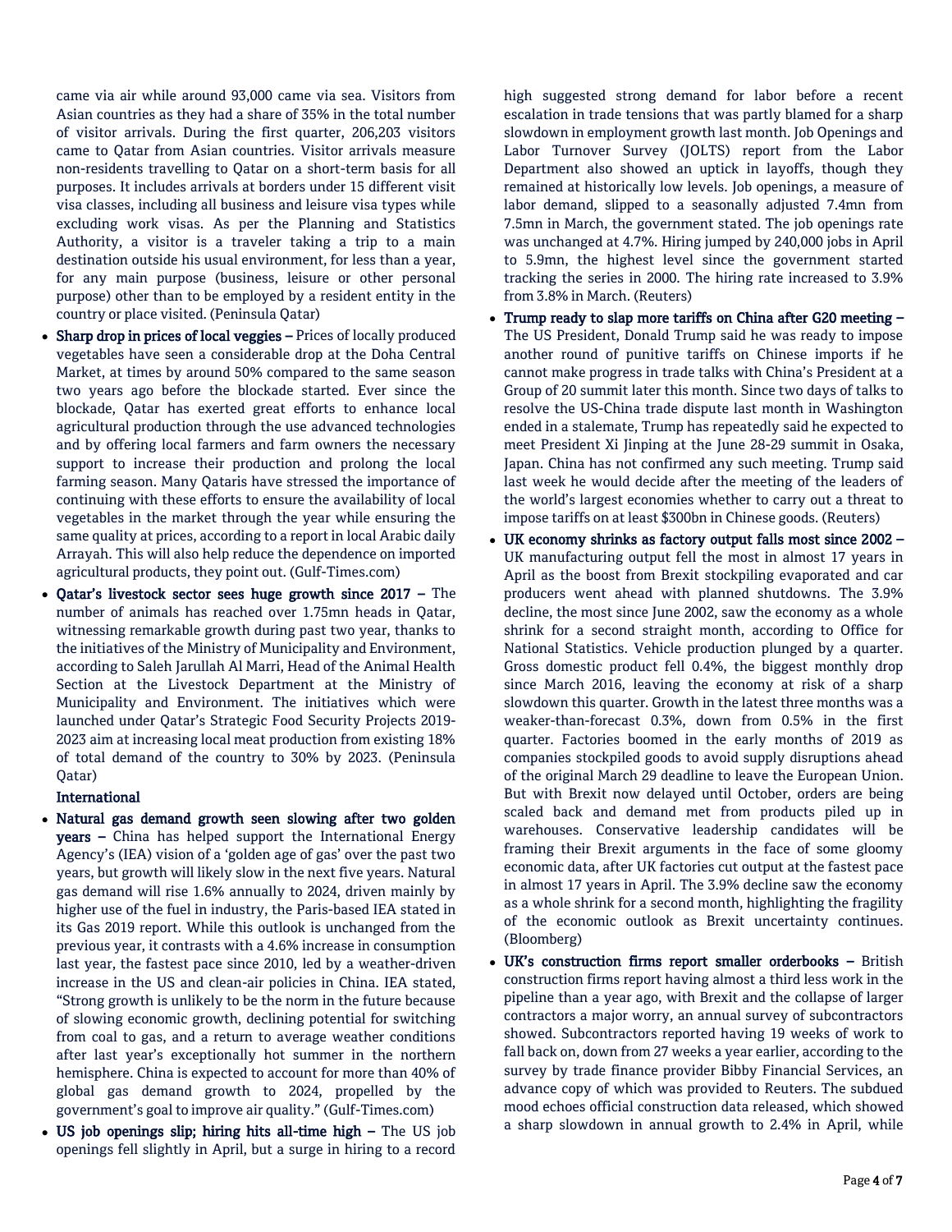came via air while around 93,000 came via sea. Visitors from Asian countries as they had a share of 35% in the total number of visitor arrivals. During the first quarter, 206,203 visitors came to Qatar from Asian countries. Visitor arrivals measure non-residents travelling to Qatar on a short-term basis for all purposes. It includes arrivals at borders under 15 different visit visa classes, including all business and leisure visa types while excluding work visas. As per the Planning and Statistics Authority, a visitor is a traveler taking a trip to a main destination outside his usual environment, for less than a year, for any main purpose (business, leisure or other personal purpose) other than to be employed by a resident entity in the country or place visited. (Peninsula Qatar)

- **Sharp drop in prices of local veggies –** Prices of locally produced vegetables have seen a considerable drop at the Doha Central Market, at times by around 50% compared to the same season two years ago before the blockade started. Ever since the blockade, Qatar has exerted great efforts to enhance local agricultural production through the use advanced technologies and by offering local farmers and farm owners the necessary support to increase their production and prolong the local farming season. Many Qataris have stressed the importance of continuing with these efforts to ensure the availability of local vegetables in the market through the year while ensuring the same quality at prices, according to a report in local Arabic daily Arrayah. This will also help reduce the dependence on imported agricultural products, they point out. (Gulf-Times.com)
- **Qatar's livestock sector sees huge growth since 2017 –** The number of animals has reached over 1.75mn heads in Qatar, witnessing remarkable growth during past two year, thanks to the initiatives of the Ministry of Municipality and Environment, according to Saleh Jarullah Al Marri, Head of the Animal Health Section at the Livestock Department at the Ministry of Municipality and Environment. The initiatives which were launched under Qatar's Strategic Food Security Projects 2019-2023 aim at increasing local meat production from existing 18% of total demand of the country to 30% by 2023. (Peninsula Qatar)

**International**

- **Natural gas demand growth seen slowing after two golden years –** China has helped support the International Energy Agency's (IEA) vision of a 'golden age of gas' over the past two years, but growth will likely slow in the next five years. Natural gas demand will rise 1.6% annually to 2024, driven mainly by higher use of the fuel in industry, the Paris-based IEA stated in its Gas 2019 report. While this outlook is unchanged from the previous year, it contrasts with a 4.6% increase in consumption last year, the fastest pace since 2010, led by a weather-driven increase in the US and clean-air policies in China. IEA stated, "Strong growth is unlikely to be the norm in the future because of slowing economic growth, declining potential for switching from coal to gas, and a return to average weather conditions after last year's exceptionally hot summer in the northern hemisphere. China is expected to account for more than 40% of global gas demand growth to 2024, propelled by the government's goal to improve air quality." (Gulf-Times.com)
- **US job openings slip; hiring hits all-time high –** The US job openings fell slightly in April, but a surge in hiring to a record high suggested strong demand for labor before a recent escalation in trade tensions that was partly blamed for a sharp slowdown in employment growth last month. Job Openings and Labor Turnover Survey (JOLTS) report from the Labor Department also showed an uptick in layoffs, though they remained at historically low levels. Job openings, a measure of labor demand, slipped to a seasonally adjusted 7.4mn from 7.5mn in March, the government stated. The job openings rate was unchanged at 4.7%. Hiring jumped by 240,000 jobs in April to 5.9mn, the highest level since the government started tracking the series in 2000. The hiring rate increased to 3.9% from 3.8% in March. (Reuters)
- **Trump ready to slap more tariffs on China after G20 meeting –** The US President, Donald Trump said he was ready to impose another round of punitive tariffs on Chinese imports if he cannot make progress in trade talks with China's President at a Group of 20 summit later this month. Since two days of talks to resolve the US-China trade dispute last month in Washington ended in a stalemate, Trump has repeatedly said he expected to meet President Xi Jinping at the June 28-29 summit in Osaka, Japan. China has not confirmed any such meeting. Trump said last week he would decide after the meeting of the leaders of the world's largest economies whether to carry out a threat to impose tariffs on at least $300bn in Chinese goods. (Reuters)
- **UK economy shrinks as factory output falls most since 2002 –** UK manufacturing output fell the most in almost 17 years in April as the boost from Brexit stockpiling evaporated and car producers went ahead with planned shutdowns. The 3.9% decline, the most since June 2002, saw the economy as a whole shrink for a second straight month, according to Office for National Statistics. Vehicle production plunged by a quarter. Gross domestic product fell 0.4%, the biggest monthly drop since March 2016, leaving the economy at risk of a sharp slowdown this quarter. Growth in the latest three months was a weaker-than-forecast 0.3%, down from 0.5% in the first quarter. Factories boomed in the early months of 2019 as companies stockpiled goods to avoid supply disruptions ahead of the original March 29 deadline to leave the European Union. But with Brexit now delayed until October, orders are being scaled back and demand met from products piled up in warehouses. Conservative leadership candidates will be framing their Brexit arguments in the face of some gloomy economic data, after UK factories cut output at the fastest pace in almost 17 years in April. The 3.9% decline saw the economy as a whole shrink for a second month, highlighting the fragility of the economic outlook as Brexit uncertainty continues. (Bloomberg)
- **UK's construction firms report smaller orderbooks –** British construction firms report having almost a third less work in the pipeline than a year ago, with Brexit and the collapse of larger contractors a major worry, an annual survey of subcontractors showed. Subcontractors reported having 19 weeks of work to fall back on, down from 27 weeks a year earlier, according to the survey by trade finance provider Bibby Financial Services, an advance copy of which was provided to Reuters. The subdued mood echoes official construction data released, which showed a sharp slowdown in annual growth to 2.4% in April, while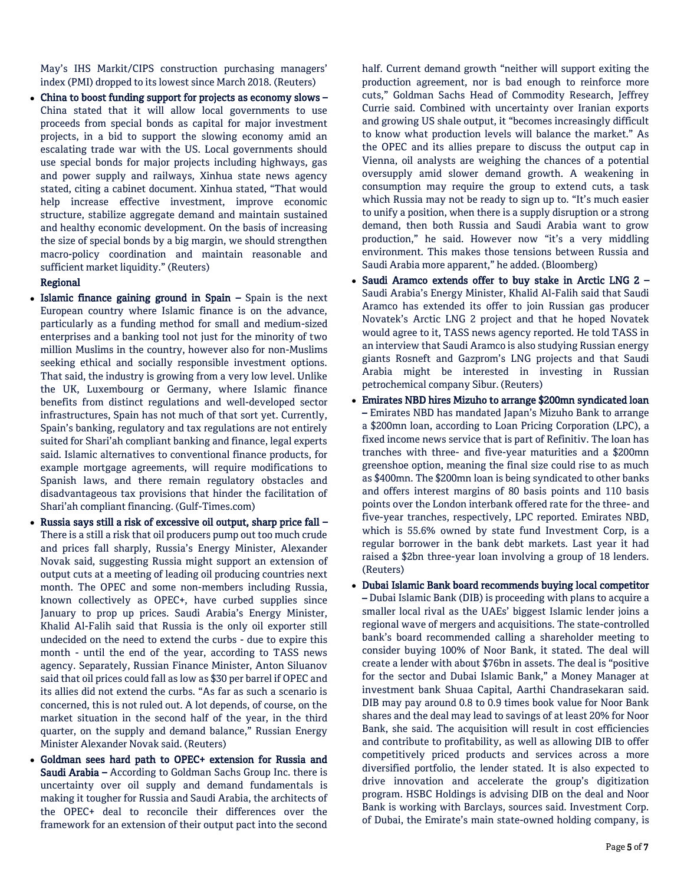May's IHS Markit/CIPS construction purchasing managers' index (PMI) dropped to its lowest since March 2018. (Reuters)

- **China to boost funding support for projects as economy slows –** China stated that it will allow local governments to use proceeds from special bonds as capital for major investment projects, in a bid to support the slowing economy amid an escalating trade war with the US. Local governments should use special bonds for major projects including highways, gas and power supply and railways, Xinhua state news agency stated, citing a cabinet document. Xinhua stated, "That would help increase effective investment, improve economic structure, stabilize aggregate demand and maintain sustained and healthy economic development. On the basis of increasing the size of special bonds by a big margin, we should strengthen macro-policy coordination and maintain reasonable and sufficient market liquidity." (Reuters)

**Regional**

- **Islamic finance gaining ground in Spain –** Spain is the next European country where Islamic finance is on the advance, particularly as a funding method for small and medium-sized enterprises and a banking tool not just for the minority of two million Muslims in the country, however also for non-Muslims seeking ethical and socially responsible investment options. That said, the industry is growing from a very low level. Unlike the UK, Luxembourg or Germany, where Islamic finance benefits from distinct regulations and well-developed sector infrastructures, Spain has not much of that sort yet. Currently, Spain's banking, regulatory and tax regulations are not entirely suited for Shari'ah compliant banking and finance, legal experts said. Islamic alternatives to conventional finance products, for example mortgage agreements, will require modifications to Spanish laws, and there remain regulatory obstacles and disadvantageous tax provisions that hinder the facilitation of Shari'ah compliant financing. (Gulf-Times.com)
- **Russia says still a risk of excessive oil output, sharp price fall –** There is a still a risk that oil producers pump out too much crude and prices fall sharply, Russia's Energy Minister, Alexander Novak said, suggesting Russia might support an extension of output cuts at a meeting of leading oil producing countries next month. The OPEC and some non-members including Russia, known collectively as OPEC+, have curbed supplies since January to prop up prices. Saudi Arabia's Energy Minister, Khalid Al-Falih said that Russia is the only oil exporter still undecided on the need to extend the curbs - due to expire this month - until the end of the year, according to TASS news agency. Separately, Russian Finance Minister, Anton Siluanov said that oil prices could fall as low as $30 per barrel if OPEC and its allies did not extend the curbs. "As far as such a scenario is concerned, this is not ruled out. A lot depends, of course, on the market situation in the second half of the year, in the third quarter, on the supply and demand balance," Russian Energy Minister Alexander Novak said. (Reuters)
- **Goldman sees hard path to OPEC+ extension for Russia and Saudi Arabia –** According to Goldman Sachs Group Inc. there is uncertainty over oil supply and demand fundamentals is making it tougher for Russia and Saudi Arabia, the architects of the OPEC+ deal to reconcile their differences over the framework for an extension of their output pact into the second half. Current demand growth "neither will support exiting the production agreement, nor is bad enough to reinforce more cuts," Goldman Sachs Head of Commodity Research, Jeffrey Currie said. Combined with uncertainty over Iranian exports and growing US shale output, it "becomes increasingly difficult to know what production levels will balance the market." As the OPEC and its allies prepare to discuss the output cap in Vienna, oil analysts are weighing the chances of a potential oversupply amid slower demand growth. A weakening in consumption may require the group to extend cuts, a task which Russia may not be ready to sign up to. "It's much easier to unify a position, when there is a supply disruption or a strong demand, then both Russia and Saudi Arabia want to grow production," he said. However now "it's a very middling environment. This makes those tensions between Russia and Saudi Arabia more apparent," he added. (Bloomberg)
- **Saudi Aramco extends offer to buy stake in Arctic LNG 2 –** Saudi Arabia's Energy Minister, Khalid Al-Falih said that Saudi Aramco has extended its offer to join Russian gas producer Novatek's Arctic LNG 2 project and that he hoped Novatek would agree to it, TASS news agency reported. He told TASS in an interview that Saudi Aramco is also studying Russian energy giants Rosneft and Gazprom's LNG projects and that Saudi Arabia might be interested in investing in Russian petrochemical company Sibur. (Reuters)
- **Emirates NBD hires Mizuho to arrange $200mn syndicated loan –** Emirates NBD has mandated Japan's Mizuho Bank to arrange a $200mn loan, according to Loan Pricing Corporation (LPC), a fixed income news service that is part of Refinitiv. The loan has tranches with three- and five-year maturities and a $200mn greenshoe option, meaning the final size could rise to as much as $400mn. The $200mn loan is being syndicated to other banks and offers interest margins of 80 basis points and 110 basis points over the London interbank offered rate for the three- and five-year tranches, respectively, LPC reported. Emirates NBD, which is 55.6% owned by state fund Investment Corp, is a regular borrower in the bank debt markets. Last year it had raised a $2bn three-year loan involving a group of 18 lenders. (Reuters)
- **Dubai Islamic Bank board recommends buying local competitor –** Dubai Islamic Bank (DIB) is proceeding with plans to acquire a smaller local rival as the UAEs' biggest Islamic lender joins a regional wave of mergers and acquisitions. The state-controlled bank's board recommended calling a shareholder meeting to consider buying 100% of Noor Bank, it stated. The deal will create a lender with about $76bn in assets. The deal is "positive for the sector and Dubai Islamic Bank," a Money Manager at investment bank Shuaa Capital, Aarthi Chandrasekaran said. DIB may pay around 0.8 to 0.9 times book value for Noor Bank shares and the deal may lead to savings of at least 20% for Noor Bank, she said. The acquisition will result in cost efficiencies and contribute to profitability, as well as allowing DIB to offer competitively priced products and services across a more diversified portfolio, the lender stated. It is also expected to drive innovation and accelerate the group's digitization program. HSBC Holdings is advising DIB on the deal and Noor Bank is working with Barclays, sources said. Investment Corp. of Dubai, the Emirate's main state-owned holding company, is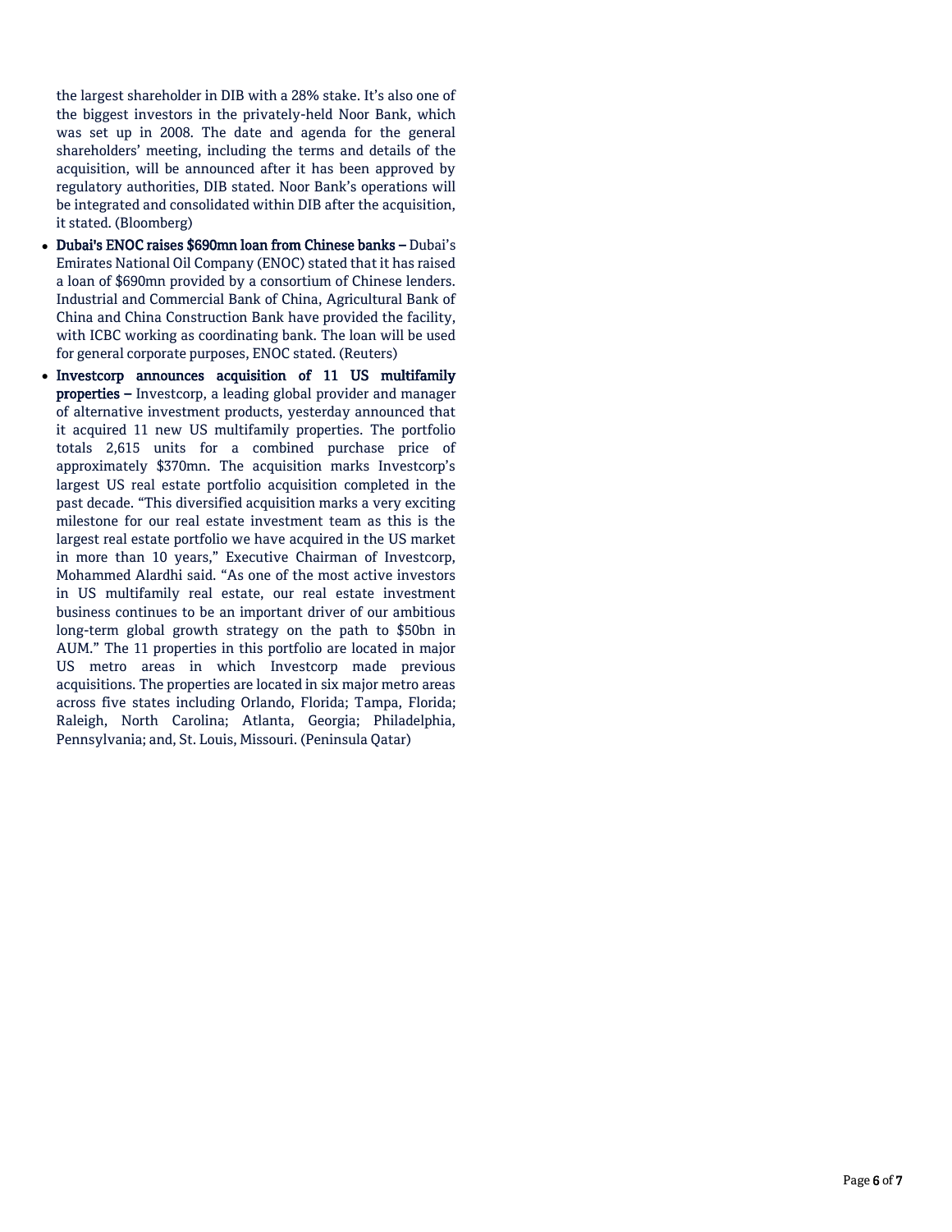the largest shareholder in DIB with a 28% stake. It's also one of the biggest investors in the privately-held Noor Bank, which was set up in 2008. The date and agenda for the general shareholders' meeting, including the terms and details of the acquisition, will be announced after it has been approved by regulatory authorities, DIB stated. Noor Bank's operations will be integrated and consolidated within DIB after the acquisition, it stated. (Bloomberg)

- **Dubai's ENOC raises $690mn loan from Chinese banks –** Dubai's Emirates National Oil Company (ENOC) stated that it has raised a loan of $690mn provided by a consortium of Chinese lenders. Industrial and Commercial Bank of China, Agricultural Bank of China and China Construction Bank have provided the facility, with ICBC working as coordinating bank. The loan will be used for general corporate purposes, ENOC stated. (Reuters)
- **Investcorp announces acquisition of 11 US multifamily properties –** Investcorp, a leading global provider and manager of alternative investment products, yesterday announced that it acquired 11 new US multifamily properties. The portfolio totals 2,615 units for a combined purchase price of approximately $370mn. The acquisition marks Investcorp's largest US real estate portfolio acquisition completed in the past decade. "This diversified acquisition marks a very exciting milestone for our real estate investment team as this is the largest real estate portfolio we have acquired in the US market in more than 10 years," Executive Chairman of Investcorp, Mohammed Alardhi said. "As one of the most active investors in US multifamily real estate, our real estate investment business continues to be an important driver of our ambitious long-term global growth strategy on the path to $50bn in AUM." The 11 properties in this portfolio are located in major US metro areas in which Investcorp made previous acquisitions. The properties are located in six major metro areas across five states including Orlando, Florida; Tampa, Florida; Raleigh, North Carolina; Atlanta, Georgia; Philadelphia, Pennsylvania; and, St. Louis, Missouri. (Peninsula Qatar)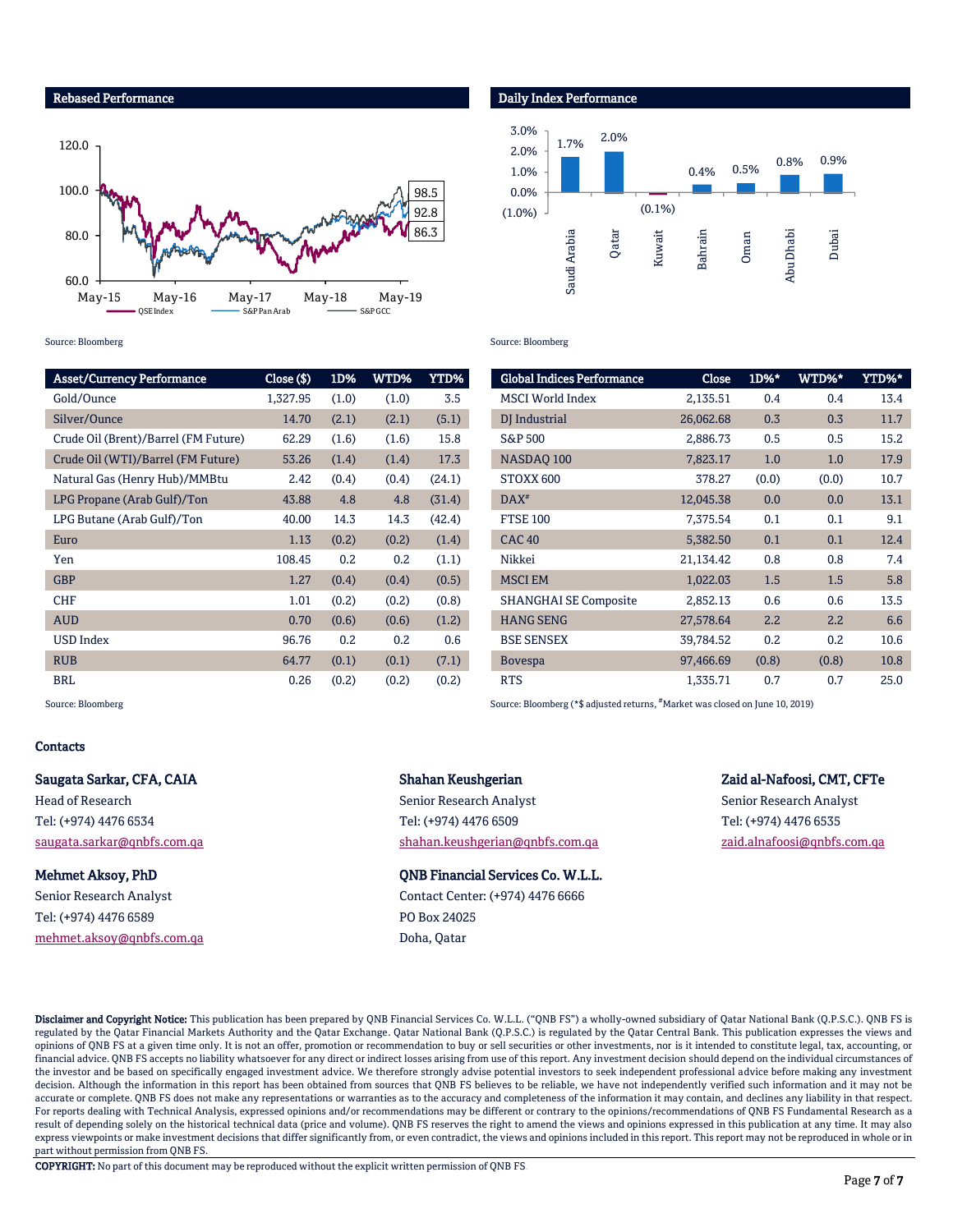## Rebased Performance

120.0
100.0
80.0
60.0
May-15 May-16 May-17 May-18 May-19
98.5
92.8
86.3
QSE Index S&P Pan Arab S&P GCC

Source: Bloomberg

## Daily Index Performance

3.0%
2.0%
1.0%
0.0%
(1.0%)
1.7% 2.0% (0.1%) 0.4% 0.5% 0.8% 0.9%
Saudi Arabia Qatar Kuwait Bahrain Oman Abu Dhabi Dubai

Source: Bloomberg

| Asset/Currency Performance | Close ($) | 1D% | WTD% | YTD% |
|---|---|---|---|---|
| Gold/Ounce | 1,327.95 | (1.0) | (1.0) | 3.5 |
| Silver/Ounce | 14.70 | (2.1) | (2.1) | (5.1) |
| Crude Oil (Brent)/Barrel (FM Future) | 62.29 | (1.6) | (1.6) | 15.8 |
| Crude Oil (WTI)/Barrel (FM Future) | 53.26 | (1.4) | (1.4) | 17.3 |
| Natural Gas (Henry Hub)/MMBtu | 2.42 | (0.4) | (0.4) | (24.1) |
| LPG Propane (Arab Gulf)/Ton | 43.88 | 4.8 | 4.8 | (31.4) |
| LPG Butane (Arab Gulf)/Ton | 40.00 | 14.3 | 14.3 | (42.4) |
| Euro | 1.13 | (0.2) | (0.2) | (1.4) |
| Yen | 108.45 | 0.2 | 0.2 | (1.1) |
| GBP | 1.27 | (0.4) | (0.4) | (0.5) |
| CHF | 1.01 | (0.2) | (0.2) | (0.8) |
| AUD | 0.70 | (0.6) | (0.6) | (1.2) |
| USD Index | 96.76 | 0.2 | 0.2 | 0.6 |
| RUB | 64.77 | (0.1) | (0.1) | (7.1) |
| BRL | 0.26 | (0.2) | (0.2) | (0.2) |

Source: Bloomberg

| Global Indices Performance | Close | 1D%* | WTD%* | YTD%* |
|---|---|---|---|---|
| MSCI World Index | 2,135.51 | 0.4 | 0.4 | 13.4 |
| DJ Industrial | 26,062.68 | 0.3 | 0.3 | 11.7 |
| S&P 500 | 2,886.73 | 0.5 | 0.5 | 15.2 |
| NASDAQ 100 | 7,823.17 | 1.0 | 1.0 | 17.9 |
| STOXX 600 | 378.27 | (0.0) | (0.0) | 10.7 |
| DAX# | 12,045.38 | 0.0 | 0.0 | 13.1 |
| FTSE 100 | 7,375.54 | 0.1 | 0.1 | 9.1 |
| CAC 40 | 5,382.50 | 0.1 | 0.1 | 12.4 |
| Nikkei | 21,134.42 | 0.8 | 0.8 | 7.4 |
| MSCI EM | 1,022.03 | 1.5 | 1.5 | 5.8 |
| SHANGHAI SE Composite | 2,852.13 | 0.6 | 0.6 | 13.5 |
| HANG SENG | 27,578.64 | 2.2 | 2.2 | 6.6 |
| BSE SENSEX | 39,784.52 | 0.2 | 0.2 | 10.6 |
| Bovespa | 97,466.69 | (0.8) | (0.8) | 10.8 |
| RTS | 1,335.71 | 0.7 | 0.7 | 25.0 |

Source: Bloomberg (*$ adjusted returns, #Market was closed on June 10, 2019)

## Contacts

**Saugata Sarkar, CFA, CAIA**
Head of Research
Tel: (+974) 4476 6534
saugata.sarkar@qnbfs.com.qa

**Shahan Keushgerian**
Senior Research Analyst
Tel: (+974) 4476 6509
shahan.keushgerian@qnbfs.com.qa

**Zaid al-Nafoosi, CMT, CFTe**
Senior Research Analyst
Tel: (+974) 4476 6535
zaid.alnafoosi@qnbfs.com.qa

**Mehmet Aksoy, PhD**
Senior Research Analyst
Tel: (+974) 4476 6589
mehmet.aksoy@qnbfs.com.qa

**QNB Financial Services Co. W.L.L.**
Contact Center: (+974) 4476 6666
PO Box 24025
Doha, Qatar

**Disclaimer and Copyright Notice:** This publication has been prepared by QNB Financial Services Co. W.L.L. ("QNB FS") a wholly-owned subsidiary of Qatar National Bank (Q.P.S.C.). QNB FS is regulated by the Qatar Financial Markets Authority and the Qatar Exchange. Qatar National Bank (Q.P.S.C.) is regulated by the Qatar Central Bank. This publication expresses the views and opinions of QNB FS at a given time only. It is not an offer, promotion or recommendation to buy or sell securities or other investments, nor is it intended to constitute legal, tax, accounting, or financial advice. QNB FS accepts no liability whatsoever for any direct or indirect losses arising from use of this report. Any investment decision should depend on the individual circumstances of the investor and be based on specifically engaged investment advice. We therefore strongly advise potential investors to seek independent professional advice before making any investment decision. Although the information in this report has been obtained from sources that QNB FS believes to be reliable, we have not independently verified such information and it may not be accurate or complete. QNB FS does not make any representations or warranties as to the accuracy and completeness of the information it may contain, and declines any liability in that respect. For reports dealing with Technical Analysis, expressed opinions and/or recommendations may be different or contrary to the opinions/recommendations of QNB FS Fundamental Research as a result of depending solely on the historical technical data (price and volume). QNB FS reserves the right to amend the views and opinions expressed in this publication at any time. It may also express viewpoints or make investment decisions that differ significantly from, or even contradict, the views and opinions included in this report. This report may not be reproduced in whole or in part without permission from QNB FS.

**COPYRIGHT:** No part of this document may be reproduced without the explicit written permission of QNB FS